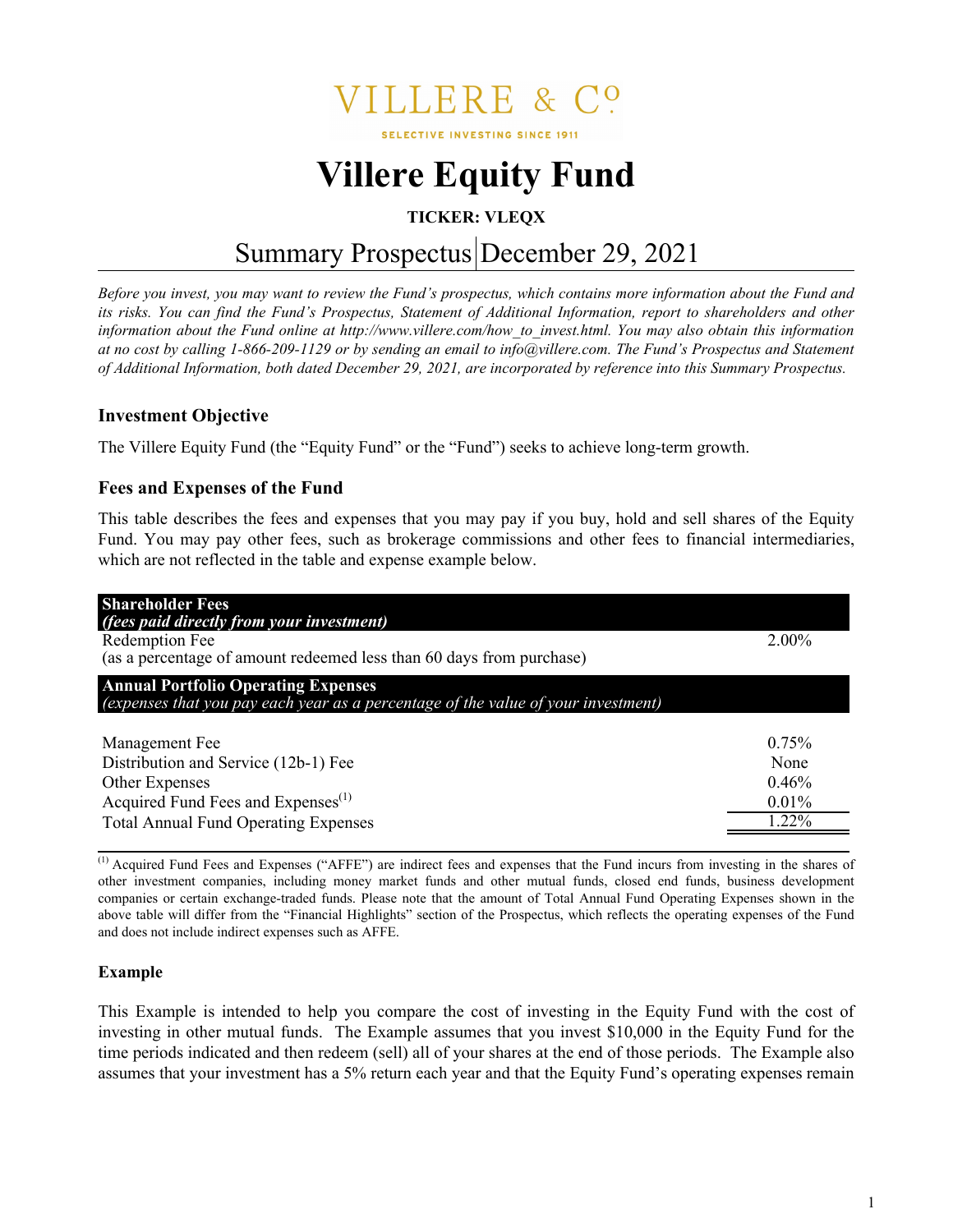VILLERE & Co

SELECTIVE INVESTING SINCE 1911

# Villere Equity Fund

**TICKER: VLEQX**

## Summary Prospectus | December 29, 2021

*Before you invest, you may want to review the Fund's prospectus, which contains more information about the Fund and its risks. You can find the Fund's Prospectus, Statement of Additional Information, report to shareholders and other information about the Fund online at http://www.villere.com/how_to_invest.html. You may also obtain this information at no cost by calling 1-866-209-1129 or by sending an email to info@villere.com. The Fund's Prospectus and Statement of Additional Information, both dated December 29, 2021, are incorporated by reference into this Summary Prospectus.*

### Investment Objective

The Villere Equity Fund (the "Equity Fund" or the "Fund") seeks to achieve long-term growth.

### Fees and Expenses of the Fund

This table describes the fees and expenses that you may pay if you buy, hold and sell shares of the Equity Fund. You may pay other fees, such as brokerage commissions and other fees to financial intermediaries, which are not reflected in the table and expense example below.

| **Shareholder Fees** *(fees paid directly from your investment)* | |
|---|---|
| Redemption Fee (as a percentage of amount redeemed less than 60 days from purchase) | 2.00% |
| **Annual Portfolio Operating Expenses** *(expenses that you pay each year as a percentage of the value of your investment)* | |
| Management Fee | 0.75% |
| Distribution and Service (12b-1) Fee | None |
| Other Expenses | 0.46% |
| Acquired Fund Fees and Expenses[(1)] | 0.01% |
| Total Annual Fund Operating Expenses | 1.22% |

[(1)] Acquired Fund Fees and Expenses ("AFFE") are indirect fees and expenses that the Fund incurs from investing in the shares of other investment companies, including money market funds and other mutual funds, closed end funds, business development companies or certain exchange-traded funds. Please note that the amount of Total Annual Fund Operating Expenses shown in the above table will differ from the "Financial Highlights" section of the Prospectus, which reflects the operating expenses of the Fund and does not include indirect expenses such as AFFE.

#### Example

This Example is intended to help you compare the cost of investing in the Equity Fund with the cost of investing in other mutual funds. The Example assumes that you invest $10,000 in the Equity Fund for the time periods indicated and then redeem (sell) all of your shares at the end of those periods. The Example also assumes that your investment has a 5% return each year and that the Equity Fund's operating expenses remain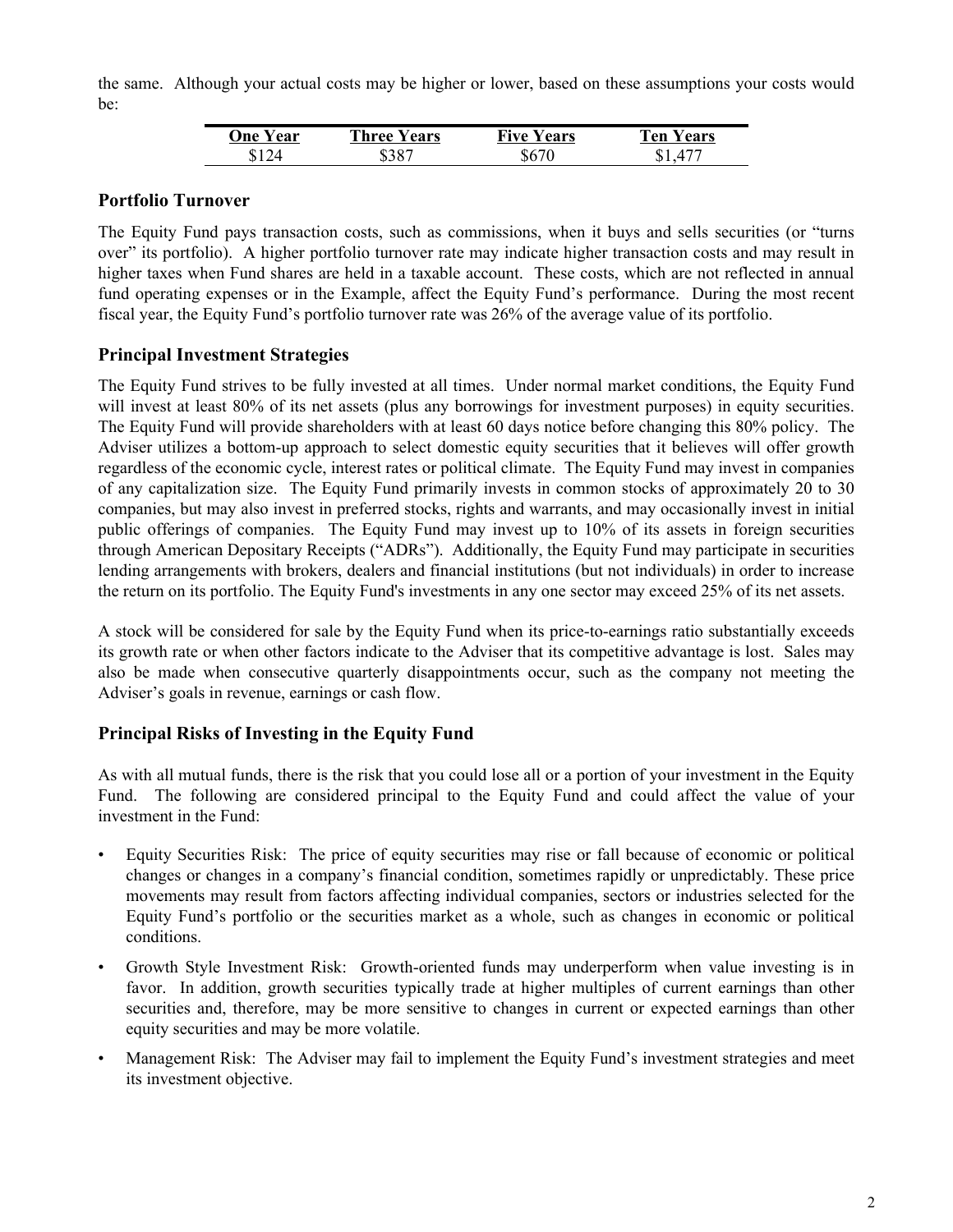the same. Although your actual costs may be higher or lower, based on these assumptions your costs would be:

| One Year | Three Years | Five Years | Ten Years |
|---|---|---|---|
| $124 | $387 | $670 | $1,477 |

## Portfolio Turnover

The Equity Fund pays transaction costs, such as commissions, when it buys and sells securities (or "turns over" its portfolio). A higher portfolio turnover rate may indicate higher transaction costs and may result in higher taxes when Fund shares are held in a taxable account. These costs, which are not reflected in annual fund operating expenses or in the Example, affect the Equity Fund's performance. During the most recent fiscal year, the Equity Fund's portfolio turnover rate was 26% of the average value of its portfolio.

## Principal Investment Strategies

The Equity Fund strives to be fully invested at all times. Under normal market conditions, the Equity Fund will invest at least 80% of its net assets (plus any borrowings for investment purposes) in equity securities. The Equity Fund will provide shareholders with at least 60 days notice before changing this 80% policy. The Adviser utilizes a bottom-up approach to select domestic equity securities that it believes will offer growth regardless of the economic cycle, interest rates or political climate. The Equity Fund may invest in companies of any capitalization size. The Equity Fund primarily invests in common stocks of approximately 20 to 30 companies, but may also invest in preferred stocks, rights and warrants, and may occasionally invest in initial public offerings of companies. The Equity Fund may invest up to 10% of its assets in foreign securities through American Depositary Receipts ("ADRs"). Additionally, the Equity Fund may participate in securities lending arrangements with brokers, dealers and financial institutions (but not individuals) in order to increase the return on its portfolio. The Equity Fund's investments in any one sector may exceed 25% of its net assets.

A stock will be considered for sale by the Equity Fund when its price-to-earnings ratio substantially exceeds its growth rate or when other factors indicate to the Adviser that its competitive advantage is lost. Sales may also be made when consecutive quarterly disappointments occur, such as the company not meeting the Adviser's goals in revenue, earnings or cash flow.

## Principal Risks of Investing in the Equity Fund

As with all mutual funds, there is the risk that you could lose all or a portion of your investment in the Equity Fund. The following are considered principal to the Equity Fund and could affect the value of your investment in the Fund:

- Equity Securities Risk: The price of equity securities may rise or fall because of economic or political changes or changes in a company's financial condition, sometimes rapidly or unpredictably. These price movements may result from factors affecting individual companies, sectors or industries selected for the Equity Fund's portfolio or the securities market as a whole, such as changes in economic or political conditions.
- Growth Style Investment Risk: Growth-oriented funds may underperform when value investing is in favor. In addition, growth securities typically trade at higher multiples of current earnings than other securities and, therefore, may be more sensitive to changes in current or expected earnings than other equity securities and may be more volatile.
- Management Risk: The Adviser may fail to implement the Equity Fund's investment strategies and meet its investment objective.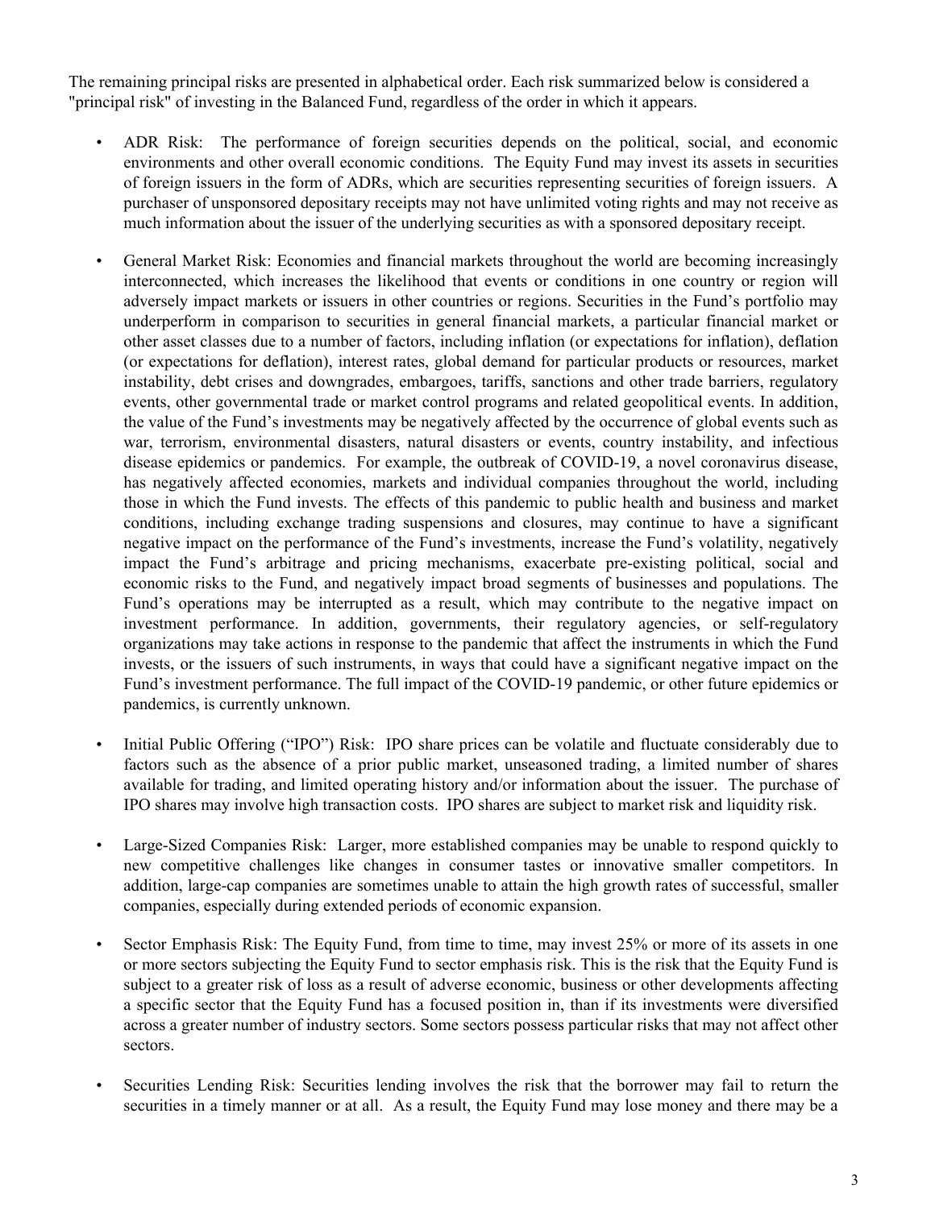The remaining principal risks are presented in alphabetical order. Each risk summarized below is considered a "principal risk" of investing in the Balanced Fund, regardless of the order in which it appears.

- ADR Risk: The performance of foreign securities depends on the political, social, and economic environments and other overall economic conditions. The Equity Fund may invest its assets in securities of foreign issuers in the form of ADRs, which are securities representing securities of foreign issuers. A purchaser of unsponsored depositary receipts may not have unlimited voting rights and may not receive as much information about the issuer of the underlying securities as with a sponsored depositary receipt.

- General Market Risk: Economies and financial markets throughout the world are becoming increasingly interconnected, which increases the likelihood that events or conditions in one country or region will adversely impact markets or issuers in other countries or regions. Securities in the Fund's portfolio may underperform in comparison to securities in general financial markets, a particular financial market or other asset classes due to a number of factors, including inflation (or expectations for inflation), deflation (or expectations for deflation), interest rates, global demand for particular products or resources, market instability, debt crises and downgrades, embargoes, tariffs, sanctions and other trade barriers, regulatory events, other governmental trade or market control programs and related geopolitical events. In addition, the value of the Fund's investments may be negatively affected by the occurrence of global events such as war, terrorism, environmental disasters, natural disasters or events, country instability, and infectious disease epidemics or pandemics. For example, the outbreak of COVID-19, a novel coronavirus disease, has negatively affected economies, markets and individual companies throughout the world, including those in which the Fund invests. The effects of this pandemic to public health and business and market conditions, including exchange trading suspensions and closures, may continue to have a significant negative impact on the performance of the Fund's investments, increase the Fund's volatility, negatively impact the Fund's arbitrage and pricing mechanisms, exacerbate pre-existing political, social and economic risks to the Fund, and negatively impact broad segments of businesses and populations. The Fund's operations may be interrupted as a result, which may contribute to the negative impact on investment performance. In addition, governments, their regulatory agencies, or self-regulatory organizations may take actions in response to the pandemic that affect the instruments in which the Fund invests, or the issuers of such instruments, in ways that could have a significant negative impact on the Fund's investment performance. The full impact of the COVID-19 pandemic, or other future epidemics or pandemics, is currently unknown.

- Initial Public Offering ("IPO") Risk: IPO share prices can be volatile and fluctuate considerably due to factors such as the absence of a prior public market, unseasoned trading, a limited number of shares available for trading, and limited operating history and/or information about the issuer. The purchase of IPO shares may involve high transaction costs. IPO shares are subject to market risk and liquidity risk.

- Large-Sized Companies Risk: Larger, more established companies may be unable to respond quickly to new competitive challenges like changes in consumer tastes or innovative smaller competitors. In addition, large-cap companies are sometimes unable to attain the high growth rates of successful, smaller companies, especially during extended periods of economic expansion.

- Sector Emphasis Risk: The Equity Fund, from time to time, may invest 25% or more of its assets in one or more sectors subjecting the Equity Fund to sector emphasis risk. This is the risk that the Equity Fund is subject to a greater risk of loss as a result of adverse economic, business or other developments affecting a specific sector that the Equity Fund has a focused position in, than if its investments were diversified across a greater number of industry sectors. Some sectors possess particular risks that may not affect other sectors.

- Securities Lending Risk: Securities lending involves the risk that the borrower may fail to return the securities in a timely manner or at all. As a result, the Equity Fund may lose money and there may be a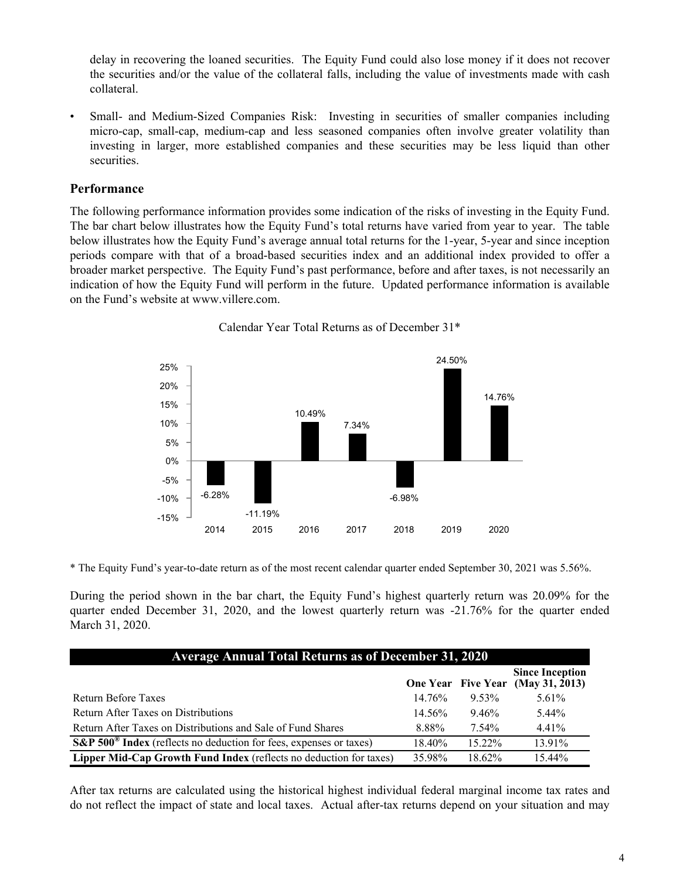delay in recovering the loaned securities. The Equity Fund could also lose money if it does not recover the securities and/or the value of the collateral falls, including the value of investments made with cash collateral.

- Small- and Medium-Sized Companies Risk: Investing in securities of smaller companies including micro-cap, small-cap, medium-cap and less seasoned companies often involve greater volatility than investing in larger, more established companies and these securities may be less liquid than other securities.

## Performance

The following performance information provides some indication of the risks of investing in the Equity Fund. The bar chart below illustrates how the Equity Fund's total returns have varied from year to year. The table below illustrates how the Equity Fund's average annual total returns for the 1-year, 5-year and since inception periods compare with that of a broad-based securities index and an additional index provided to offer a broader market perspective. The Equity Fund's past performance, before and after taxes, is not necessarily an indication of how the Equity Fund will perform in the future. Updated performance information is available on the Fund's website at www.villere.com.

Calendar Year Total Returns as of December 31*

| Year | Total Return |
|---|---|
| 2014 | -6.28% |
| 2015 | -11.19% |
| 2016 | 10.49% |
| 2017 | 7.34% |
| 2018 | -6.98% |
| 2019 | 24.50% |
| 2020 | 14.76% |

* The Equity Fund's year-to-date return as of the most recent calendar quarter ended September 30, 2021 was 5.56%.

During the period shown in the bar chart, the Equity Fund's highest quarterly return was 20.09% for the quarter ended December 31, 2020, and the lowest quarterly return was -21.76% for the quarter ended March 31, 2020.

| Average Annual Total Returns as of December 31, 2020 | One Year | Five Year | Since Inception (May 31, 2013) |
|---|---|---|---|
| Return Before Taxes | 14.76% | 9.53% | 5.61% |
| Return After Taxes on Distributions | 14.56% | 9.46% | 5.44% |
| Return After Taxes on Distributions and Sale of Fund Shares | 8.88% | 7.54% | 4.41% |
| **S&P 500® Index** (reflects no deduction for fees, expenses or taxes) | 18.40% | 15.22% | 13.91% |
| **Lipper Mid-Cap Growth Fund Index** (reflects no deduction for taxes) | 35.98% | 18.62% | 15.44% |

After tax returns are calculated using the historical highest individual federal marginal income tax rates and do not reflect the impact of state and local taxes. Actual after-tax returns depend on your situation and may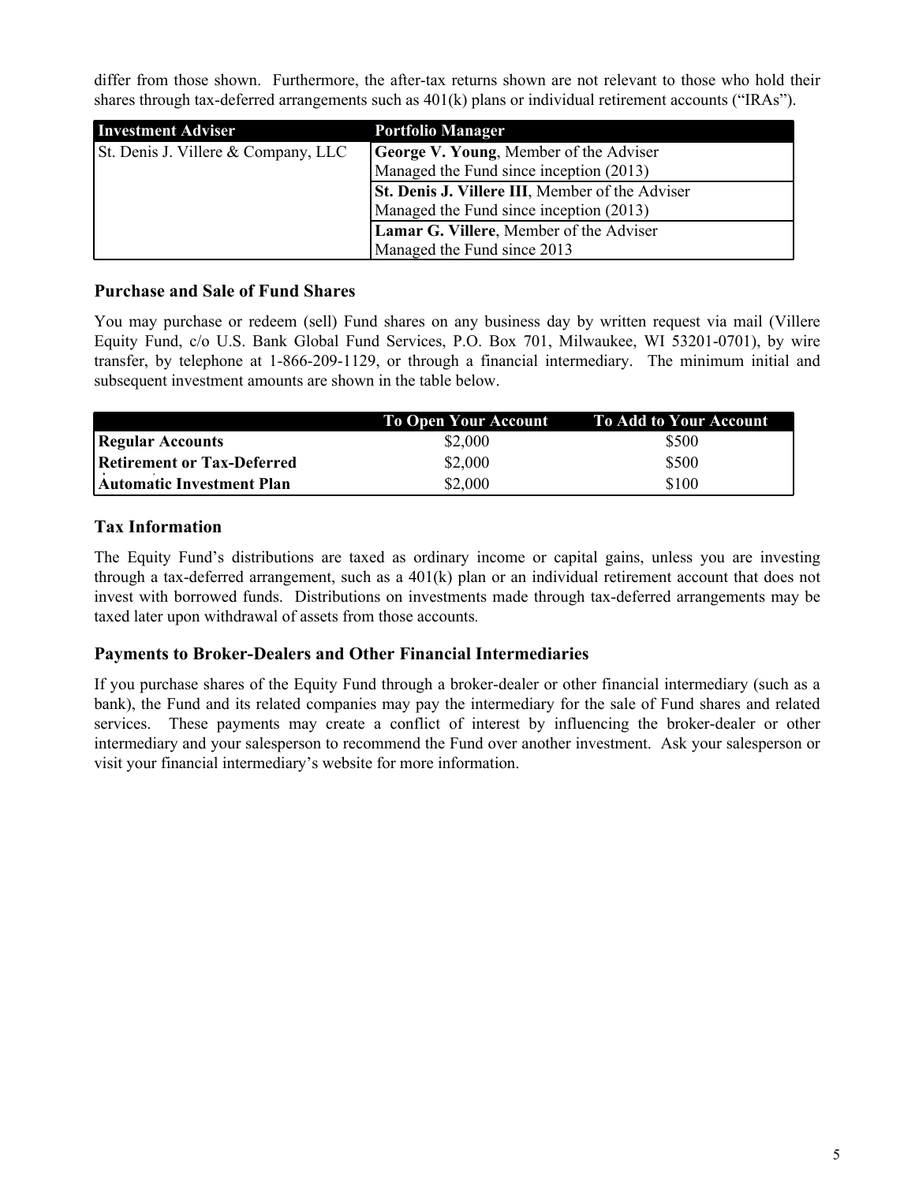differ from those shown. Furthermore, the after-tax returns shown are not relevant to those who hold their shares through tax-deferred arrangements such as 401(k) plans or individual retirement accounts ("IRAs").

| Investment Adviser | Portfolio Manager |
|---|---|
| St. Denis J. Villere & Company, LLC | **George V. Young**, Member of the Adviser<br>Managed the Fund since inception (2013) |
| | **St. Denis J. Villere III**, Member of the Adviser<br>Managed the Fund since inception (2013) |
| | **Lamar G. Villere**, Member of the Adviser<br>Managed the Fund since 2013 |

## Purchase and Sale of Fund Shares

You may purchase or redeem (sell) Fund shares on any business day by written request via mail (Villere Equity Fund, c/o U.S. Bank Global Fund Services, P.O. Box 701, Milwaukee, WI 53201-0701), by wire transfer, by telephone at 1-866-209-1129, or through a financial intermediary. The minimum initial and subsequent investment amounts are shown in the table below.

| | To Open Your Account | To Add to Your Account |
|---|---|---|
| **Regular Accounts** | $2,000 | $500 |
| **Retirement or Tax-Deferred** | $2,000 | $500 |
| **Automatic Investment Plan** | $2,000 | $100 |

## Tax Information

The Equity Fund's distributions are taxed as ordinary income or capital gains, unless you are investing through a tax-deferred arrangement, such as a 401(k) plan or an individual retirement account that does not invest with borrowed funds. Distributions on investments made through tax-deferred arrangements may be taxed later upon withdrawal of assets from those accounts.

## Payments to Broker-Dealers and Other Financial Intermediaries

If you purchase shares of the Equity Fund through a broker-dealer or other financial intermediary (such as a bank), the Fund and its related companies may pay the intermediary for the sale of Fund shares and related services. These payments may create a conflict of interest by influencing the broker-dealer or other intermediary and your salesperson to recommend the Fund over another investment. Ask your salesperson or visit your financial intermediary's website for more information.